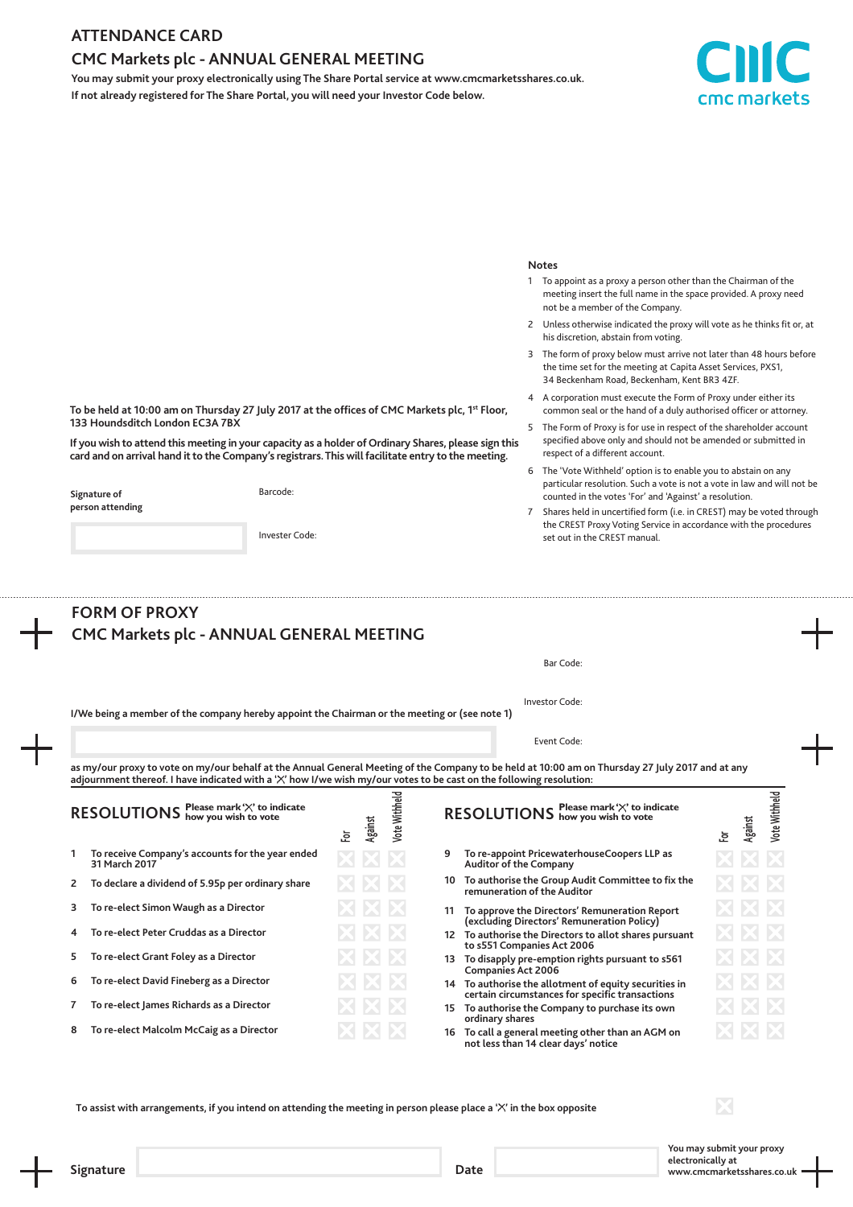# ATTENDANCE CARD

## CMC Markets plc - ANNUAL GENERAL MEETING

**You may submit your proxy electronically using The Share Portal service at www.cmcmarketsshares.co.uk.**
**If not already registered for The Share Portal, you will need your Investor Code below.**

cmc markets

**To be held at 10:00 am on Thursday 27 July 2017 at the offices of CMC Markets plc, 1st Floor, 133 Houndsditch London EC3A 7BX**

**If you wish to attend this meeting in your capacity as a holder of Ordinary Shares, please sign this card and on arrival hand it to the Company's registrars. This will facilitate entry to the meeting.**

**Signature of person attending**

Barcode:

Invester Code:

### Notes

1. To appoint as a proxy a person other than the Chairman of the meeting insert the full name in the space provided. A proxy need not be a member of the Company.
2. Unless otherwise indicated the proxy will vote as he thinks fit or, at his discretion, abstain from voting.
3. The form of proxy below must arrive not later than 48 hours before the time set for the meeting at Capita Asset Services, PXS1, 34 Beckenham Road, Beckenham, Kent BR3 4ZF.
4. A corporation must execute the Form of Proxy under either its common seal or the hand of a duly authorised officer or attorney.
5. The Form of Proxy is for use in respect of the shareholder account specified above only and should not be amended or submitted in respect of a different account.
6. The 'Vote Withheld' option is to enable you to abstain on any particular resolution. Such a vote is not a vote in law and will not be counted in the votes 'For' and 'Against' a resolution.
7. Shares held in uncertified form (i.e. in CREST) may be voted through the CREST Proxy Voting Service in accordance with the procedures set out in the CREST manual.

---

# FORM OF PROXY

## CMC Markets plc - ANNUAL GENERAL MEETING

Bar Code:

Investor Code:

Event Code:

**I/We being a member of the company hereby appoint the Chairman or the meeting or (see note 1)**

**as my/our proxy to vote on my/our behalf at the Annual General Meeting of the Company to be held at 10:00 am on Thursday 27 July 2017 and at any adjournment thereof. I have indicated with a 'X' how I/we wish my/our votes to be cast on the following resolution:**

### RESOLUTIONS

**Please mark 'X' to indicate how you wish to vote**

| | Resolution | For | Against | Vote Withheld |
|---|---|---|---|---|
| 1 | To receive Company's accounts for the year ended 31 March 2017 | | | |
| 2 | To declare a dividend of 5.95p per ordinary share | | | |
| 3 | To re-elect Simon Waugh as a Director | | | |
| 4 | To re-elect Peter Cruddas as a Director | | | |
| 5 | To re-elect Grant Foley as a Director | | | |
| 6 | To re-elect David Fineberg as a Director | | | |
| 7 | To re-elect James Richards as a Director | | | |
| 8 | To re-elect Malcolm McCaig as a Director | | | |
| 9 | To re-appoint PricewaterhouseCoopers LLP as Auditor of the Company | | | |
| 10 | To authorise the Group Audit Committee to fix the remuneration of the Auditor | | | |
| 11 | To approve the Directors' Remuneration Report (excluding Directors' Remuneration Policy) | | | |
| 12 | To authorise the Directors to allot shares pursuant to s551 Companies Act 2006 | | | |
| 13 | To disapply pre-emption rights pursuant to s561 Companies Act 2006 | | | |
| 14 | To authorise the allotment of equity securities in certain circumstances for specific transactions | | | |
| 15 | To authorise the Company to purchase its own ordinary shares | | | |
| 16 | To call a general meeting other than an AGM on not less than 14 clear days' notice | | | |

**To assist with arrangements, if you intend on attending the meeting in person please place a 'X' in the box opposite**

**Signature**

**Date**

You may submit your proxy electronically at www.cmcmarketsshares.co.uk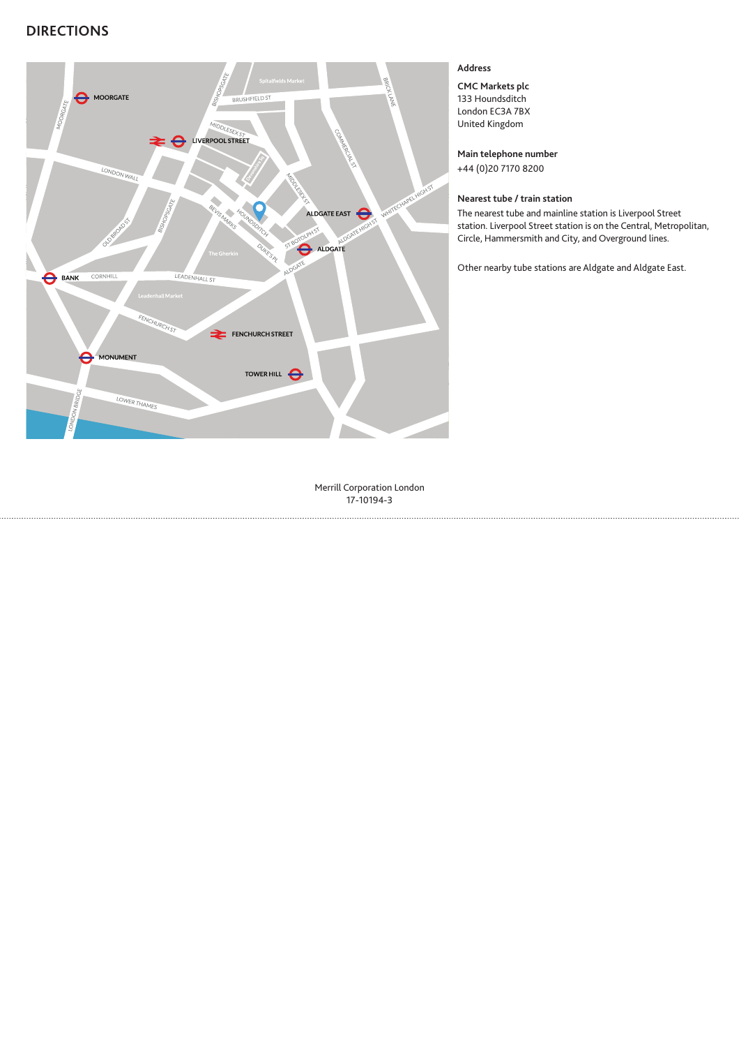## DIRECTIONS

MOORGATE
LIVERPOOL STREET
ALDGATE EAST
ALDGATE
BANK
MONUMENT
FENCHURCH STREET
TOWER HILL
MOORGATE
BISHOPSGATE
Spitalfields Market
BRUSHFIELD ST
BRICK LANE
MIDDLESEX ST
COMMERCIAL ST
LONDON WALL
MIDDLESEX ST
WHITECHAPEL HIGH ST
BEVIS MARKS
HOUNDSDITCH
ST BOTOLPH ST
ALDGATE HIGH ST
OLD BROAD ST
BISHOPSGATE
DUKE'S PL
The Gherkin
ALDGATE
CORNHILL
LEADENHALL ST
Leadenhall Market
FENCHURCH ST
LOWER THAMES
LONDON BRIDGE

**Address**

**CMC Markets plc**
133 Houndsditch
London EC3A 7BX
United Kingdom

**Main telephone number**
+44 (0)20 7170 8200

**Nearest tube / train station**
The nearest tube and mainline station is Liverpool Street station. Liverpool Street station is on the Central, Metropolitan, Circle, Hammersmith and City, and Overground lines.

Other nearby tube stations are Aldgate and Aldgate East.

Merrill Corporation London
17-10194-3